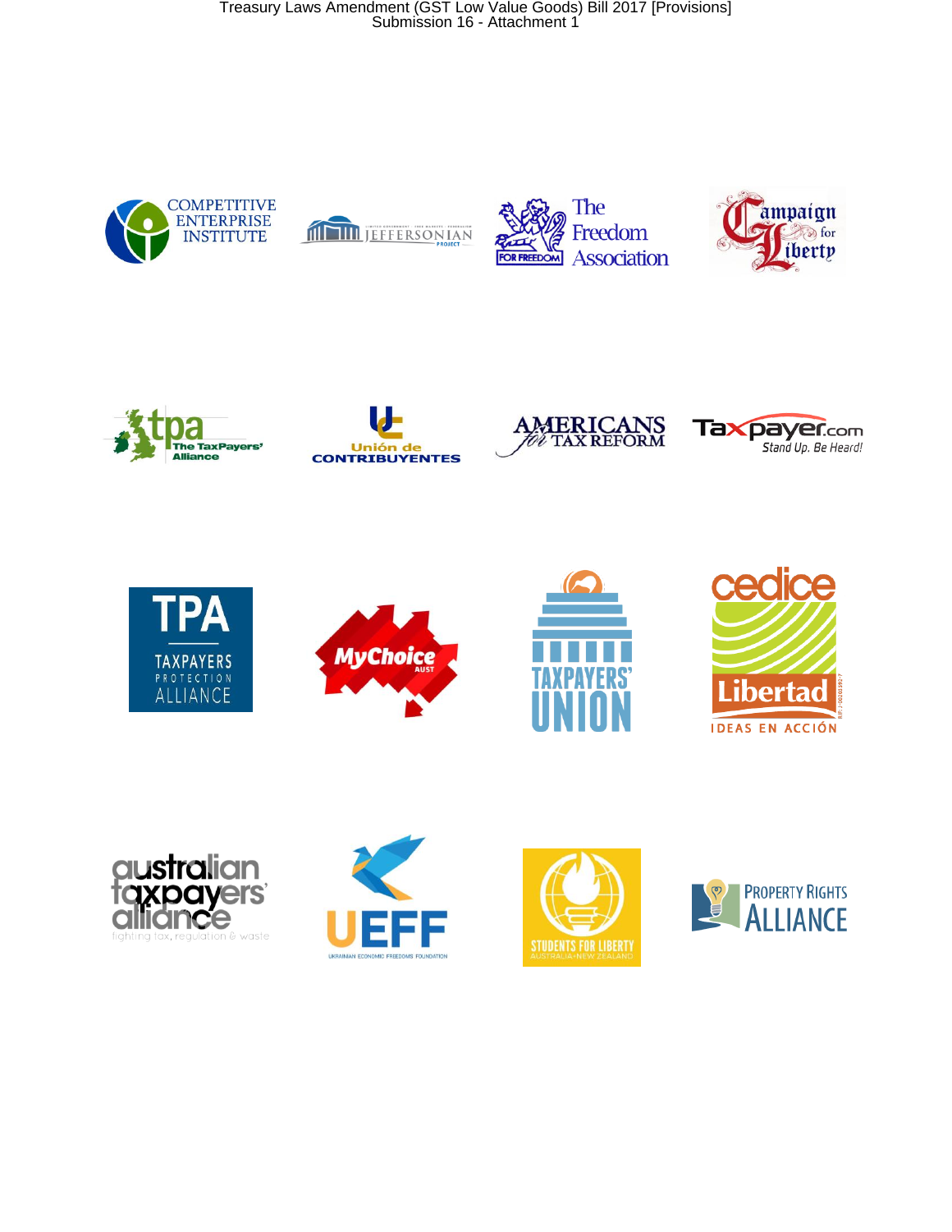COMPETITIVE ENTERPRISE INSTITUTE

JEFFERSONIAN PROJECT

The Freedom Association

FOR FREEDOM

Campaign for Liberty

tpa The TaxPayers' Alliance

Unión de CONTRIBUYENTES

AMERICANS for TAX REFORM

Taxpayer.com Stand Up. Be Heard!

TPA TAXPAYERS PROTECTION ALLIANCE

MyChoice AUST

TAXPAYERS' UNION

cedice Libertad IDEAS EN ACCIÓN

australian taxpayers' alliance fighting tax, regulation & waste

UEFF UKRAINIAN ECONOMIC FREEDOMS FOUNDATION

STUDENTS FOR LIBERTY AUSTRALIA+NEW ZEALAND

PROPERTY RIGHTS ALLIANCE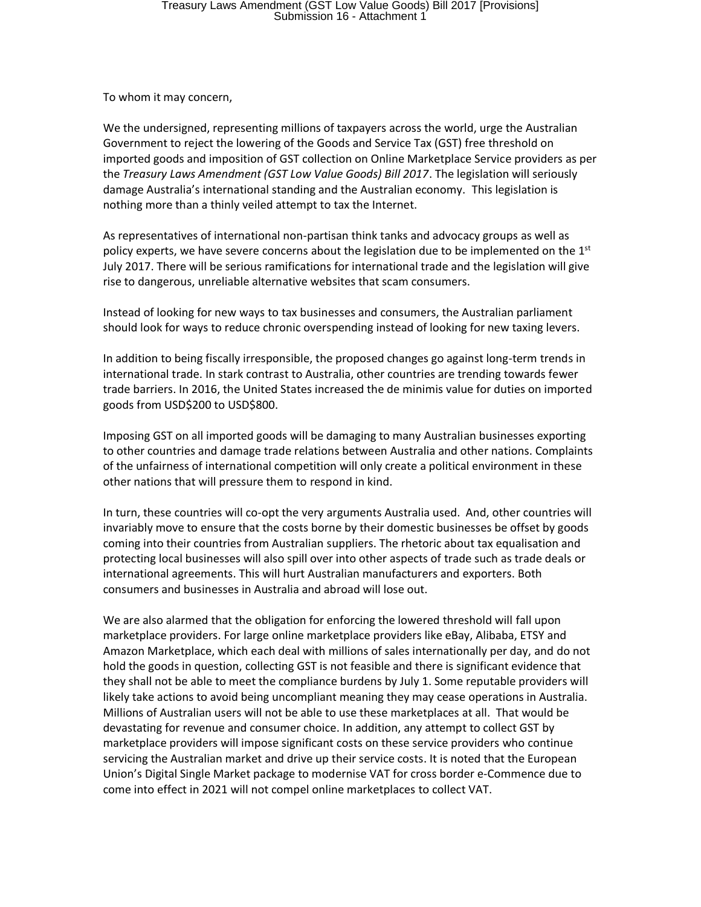To whom it may concern,

We the undersigned, representing millions of taxpayers across the world, urge the Australian Government to reject the lowering of the Goods and Service Tax (GST) free threshold on imported goods and imposition of GST collection on Online Marketplace Service providers as per the *Treasury Laws Amendment (GST Low Value Goods) Bill 2017*. The legislation will seriously damage Australia's international standing and the Australian economy. This legislation is nothing more than a thinly veiled attempt to tax the Internet.

As representatives of international non-partisan think tanks and advocacy groups as well as policy experts, we have severe concerns about the legislation due to be implemented on the 1st July 2017. There will be serious ramifications for international trade and the legislation will give rise to dangerous, unreliable alternative websites that scam consumers.

Instead of looking for new ways to tax businesses and consumers, the Australian parliament should look for ways to reduce chronic overspending instead of looking for new taxing levers.

In addition to being fiscally irresponsible, the proposed changes go against long-term trends in international trade. In stark contrast to Australia, other countries are trending towards fewer trade barriers. In 2016, the United States increased the de minimis value for duties on imported goods from USD$200 to USD$800.

Imposing GST on all imported goods will be damaging to many Australian businesses exporting to other countries and damage trade relations between Australia and other nations. Complaints of the unfairness of international competition will only create a political environment in these other nations that will pressure them to respond in kind.

In turn, these countries will co-opt the very arguments Australia used. And, other countries will invariably move to ensure that the costs borne by their domestic businesses be offset by goods coming into their countries from Australian suppliers. The rhetoric about tax equalisation and protecting local businesses will also spill over into other aspects of trade such as trade deals or international agreements. This will hurt Australian manufacturers and exporters. Both consumers and businesses in Australia and abroad will lose out.

We are also alarmed that the obligation for enforcing the lowered threshold will fall upon marketplace providers. For large online marketplace providers like eBay, Alibaba, ETSY and Amazon Marketplace, which each deal with millions of sales internationally per day, and do not hold the goods in question, collecting GST is not feasible and there is significant evidence that they shall not be able to meet the compliance burdens by July 1. Some reputable providers will likely take actions to avoid being uncompliant meaning they may cease operations in Australia. Millions of Australian users will not be able to use these marketplaces at all. That would be devastating for revenue and consumer choice. In addition, any attempt to collect GST by marketplace providers will impose significant costs on these service providers who continue servicing the Australian market and drive up their service costs. It is noted that the European Union's Digital Single Market package to modernise VAT for cross border e-Commence due to come into effect in 2021 will not compel online marketplaces to collect VAT.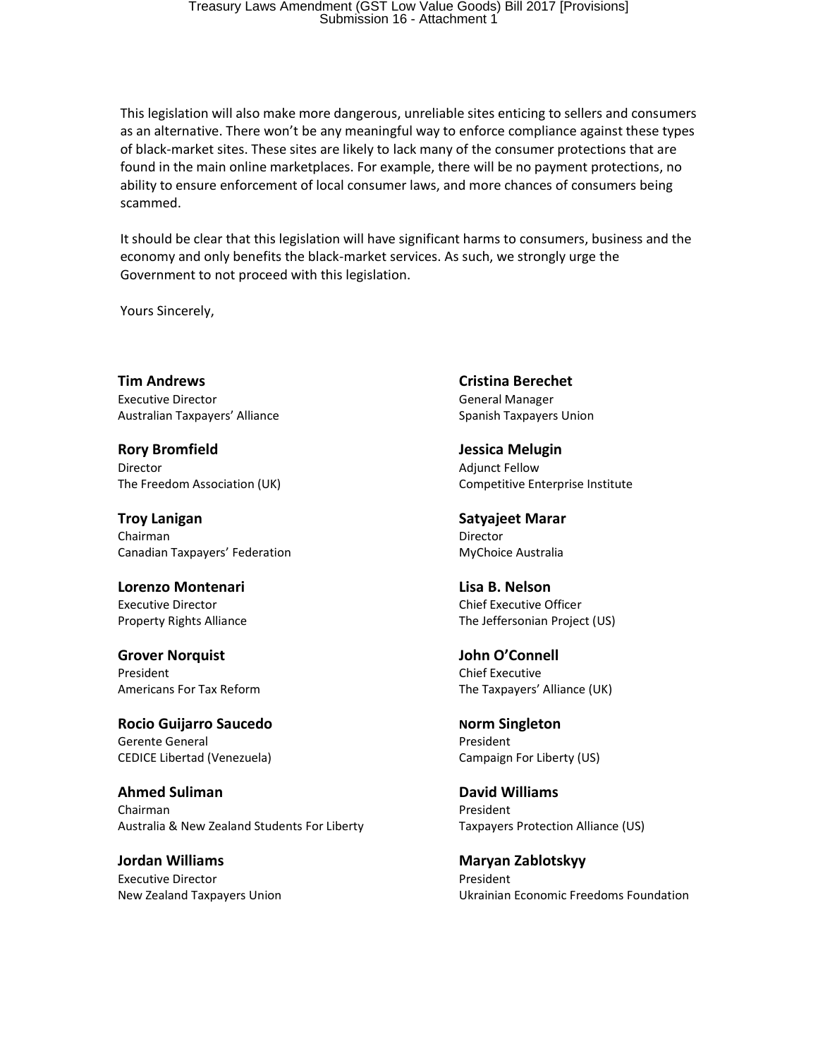This legislation will also make more dangerous, unreliable sites enticing to sellers and consumers as an alternative. There won't be any meaningful way to enforce compliance against these types of black-market sites. These sites are likely to lack many of the consumer protections that are found in the main online marketplaces. For example, there will be no payment protections, no ability to ensure enforcement of local consumer laws, and more chances of consumers being scammed.

It should be clear that this legislation will have significant harms to consumers, business and the economy and only benefits the black-market services. As such, we strongly urge the Government to not proceed with this legislation.

Yours Sincerely,

**Tim Andrews**
Executive Director
Australian Taxpayers' Alliance

**Cristina Berechet**
General Manager
Spanish Taxpayers Union

**Rory Bromfield**
Director
The Freedom Association (UK)

**Jessica Melugin**
Adjunct Fellow
Competitive Enterprise Institute

**Troy Lanigan**
Chairman
Canadian Taxpayers' Federation

**Satyajeet Marar**
Director
MyChoice Australia

**Lorenzo Montenari**
Executive Director
Property Rights Alliance

**Lisa B. Nelson**
Chief Executive Officer
The Jeffersonian Project (US)

**Grover Norquist**
President
Americans For Tax Reform

**John O'Connell**
Chief Executive
The Taxpayers' Alliance (UK)

**Rocio Guijarro Saucedo**
Gerente General
CEDICE Libertad (Venezuela)

**Norm Singleton**
President
Campaign For Liberty (US)

**Ahmed Suliman**
Chairman
Australia & New Zealand Students For Liberty

**David Williams**
President
Taxpayers Protection Alliance (US)

**Jordan Williams**
Executive Director
New Zealand Taxpayers Union

**Maryan Zablotskyy**
President
Ukrainian Economic Freedoms Foundation